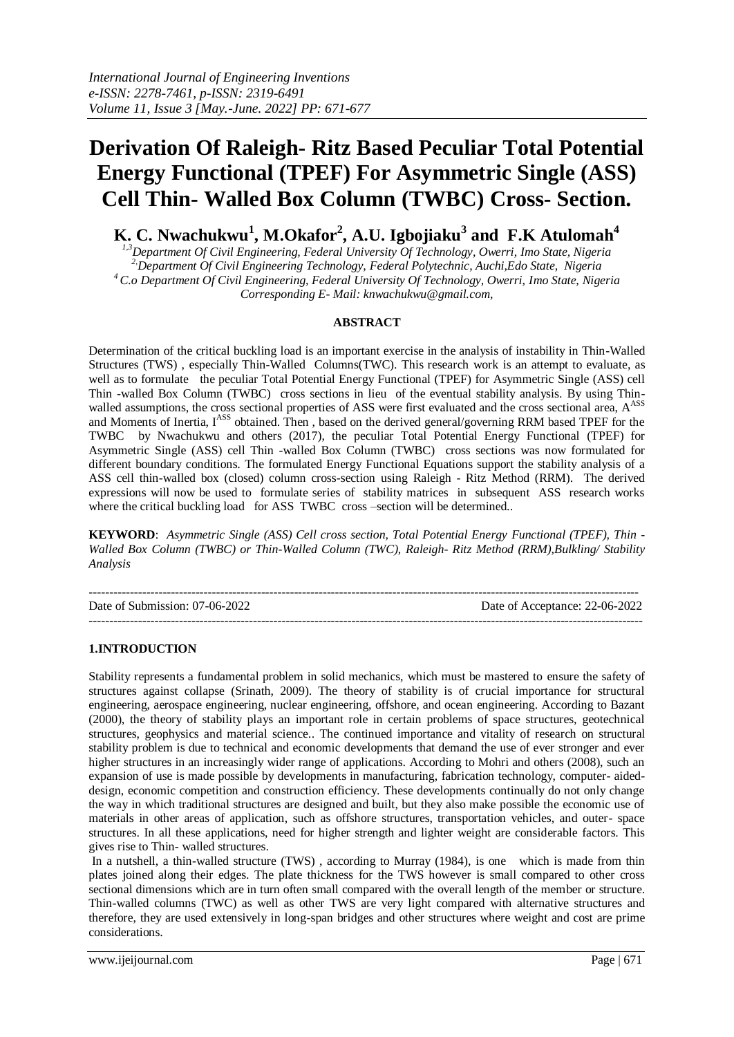# Derivation Of Raleigh- Ritz Based Peculiar Total Potential Energy Functional (TPEF) For Asymmetric Single (ASS) Cell Thin- Walled Box Column (TWBC) Cross- Section.

**K. C. Nwachukwu[1], M.Okafor[2], A.U. Igbojiaku[3] and F.K Atulomah[4]**

*[1,3]Department Of Civil Engineering, Federal University Of Technology, Owerri, Imo State, Nigeria*
*[2]Department Of Civil Engineering Technology, Federal Polytechnic, Auchi,Edo State, Nigeria*
*[4]C.o Department Of Civil Engineering, Federal University Of Technology, Owerri, Imo State, Nigeria*
*Corresponding E- Mail: knwachukwu@gmail.com,*

**ABSTRACT**

Determination of the critical buckling load is an important exercise in the analysis of instability in Thin-Walled Structures (TWS) , especially Thin-Walled Columns(TWC). This research work is an attempt to evaluate, as well as to formulate the peculiar Total Potential Energy Functional (TPEF) for Asymmetric Single (ASS) cell Thin -walled Box Column (TWBC) cross sections in lieu of the eventual stability analysis. By using Thin-walled assumptions, the cross sectional properties of ASS were first evaluated and the cross sectional area, $A^{ASS}$ and Moments of Inertia, $I^{ASS}$ obtained. Then , based on the derived general/governing RRM based TPEF for the TWBC by Nwachukwu and others (2017), the peculiar Total Potential Energy Functional (TPEF) for Asymmetric Single (ASS) cell Thin -walled Box Column (TWBC) cross sections was now formulated for different boundary conditions. The formulated Energy Functional Equations support the stability analysis of a ASS cell thin-walled box (closed) column cross-section using Raleigh - Ritz Method (RRM). The derived expressions will now be used to formulate series of stability matrices in subsequent ASS research works where the critical buckling load for ASS TWBC cross –section will be determined..

**KEYWORD**: *Asymmetric Single (ASS) Cell cross section, Total Potential Energy Functional (TPEF), Thin - Walled Box Column (TWBC) or Thin-Walled Column (TWC), Raleigh- Ritz Method (RRM),Bulkling/ Stability Analysis*

---

Date of Submission: 07-06-2022 Date of Acceptance: 22-06-2022

---

## 1.INTRODUCTION

Stability represents a fundamental problem in solid mechanics, which must be mastered to ensure the safety of structures against collapse (Srinath, 2009). The theory of stability is of crucial importance for structural engineering, aerospace engineering, nuclear engineering, offshore, and ocean engineering. According to Bazant (2000), the theory of stability plays an important role in certain problems of space structures, geotechnical structures, geophysics and material science.. The continued importance and vitality of research on structural stability problem is due to technical and economic developments that demand the use of ever stronger and ever higher structures in an increasingly wider range of applications. According to Mohri and others (2008), such an expansion of use is made possible by developments in manufacturing, fabrication technology, computer- aided-design, economic competition and construction efficiency. These developments continually do not only change the way in which traditional structures are designed and built, but they also make possible the economic use of materials in other areas of application, such as offshore structures, transportation vehicles, and outer- space structures. In all these applications, need for higher strength and lighter weight are considerable factors. This gives rise to Thin- walled structures.

In a nutshell, a thin-walled structure (TWS) , according to Murray (1984), is one which is made from thin plates joined along their edges. The plate thickness for the TWS however is small compared to other cross sectional dimensions which are in turn often small compared with the overall length of the member or structure. Thin-walled columns (TWC) as well as other TWS are very light compared with alternative structures and therefore, they are used extensively in long-span bridges and other structures where weight and cost are prime considerations.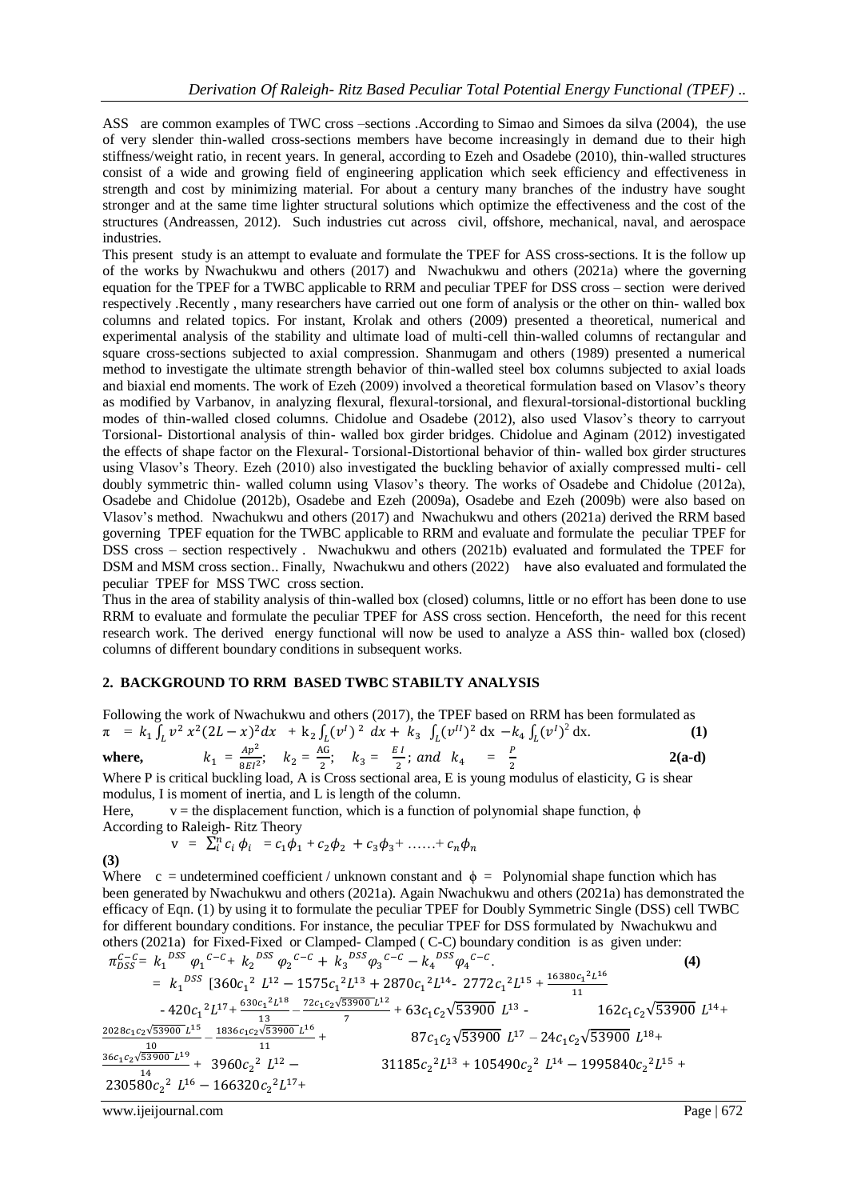ASS are common examples of TWC cross –sections .According to Simao and Simoes da silva (2004), the use of very slender thin-walled cross-sections members have become increasingly in demand due to their high stiffness/weight ratio, in recent years. In general, according to Ezeh and Osadebe (2010), thin-walled structures consist of a wide and growing field of engineering application which seek efficiency and effectiveness in strength and cost by minimizing material. For about a century many branches of the industry have sought stronger and at the same time lighter structural solutions which optimize the effectiveness and the cost of the structures (Andreassen, 2012). Such industries cut across civil, offshore, mechanical, naval, and aerospace industries.

This present study is an attempt to evaluate and formulate the TPEF for ASS cross-sections. It is the follow up of the works by Nwachukwu and others (2017) and Nwachukwu and others (2021a) where the governing equation for the TPEF for a TWBC applicable to RRM and peculiar TPEF for DSS cross – section were derived respectively .Recently , many researchers have carried out one form of analysis or the other on thin- walled box columns and related topics. For instant, Krolak and others (2009) presented a theoretical, numerical and experimental analysis of the stability and ultimate load of multi-cell thin-walled columns of rectangular and square cross-sections subjected to axial compression. Shanmugam and others (1989) presented a numerical method to investigate the ultimate strength behavior of thin-walled steel box columns subjected to axial loads and biaxial end moments. The work of Ezeh (2009) involved a theoretical formulation based on Vlasov's theory as modified by Varbanov, in analyzing flexural, flexural-torsional, and flexural-torsional-distortional buckling modes of thin-walled closed columns. Chidolue and Osadebe (2012), also used Vlasov's theory to carryout Torsional- Distortional analysis of thin- walled box girder bridges. Chidolue and Aginam (2012) investigated the effects of shape factor on the Flexural- Torsional-Distortional behavior of thin- walled box girder structures using Vlasov's Theory. Ezeh (2010) also investigated the buckling behavior of axially compressed multi- cell doubly symmetric thin- walled column using Vlasov's theory. The works of Osadebe and Chidolue (2012a), Osadebe and Chidolue (2012b), Osadebe and Ezeh (2009a), Osadebe and Ezeh (2009b) were also based on Vlasov's method. Nwachukwu and others (2017) and Nwachukwu and others (2021a) derived the RRM based governing TPEF equation for the TWBC applicable to RRM and evaluate and formulate the peculiar TPEF for DSS cross – section respectively . Nwachukwu and others (2021b) evaluated and formulated the TPEF for DSM and MSM cross section.. Finally, Nwachukwu and others (2022) have also evaluated and formulated the peculiar TPEF for MSS TWC cross section.

Thus in the area of stability analysis of thin-walled box (closed) columns, little or no effort has been done to use RRM to evaluate and formulate the peculiar TPEF for ASS cross section. Henceforth, the need for this recent research work. The derived energy functional will now be used to analyze a ASS thin- walled box (closed) columns of different boundary conditions in subsequent works.

## 2. BACKGROUND TO RRM BASED TWBC STABILTY ANALYSIS

Following the work of Nwachukwu and others (2017), the TPEF based on RRM has been formulated as

$$\pi = k_1 \int_L v^2\, x^2 (2L-x)^2 dx + k_2 \int_L (v^I)^2\, dx + k_3 \int_L (v^{II})^2\, dx - k_4 \int_L (v^I)^2\, dx. \qquad \textbf{(1)}$$

**where,**

$$k_1 = \frac{Ap^2}{8EI^2}; \quad k_2 = \frac{AG}{2}; \quad k_3 = \frac{EI}{2}; \; and \; k_4 = \frac{P}{2} \qquad \textbf{2(a-d)}$$

Where P is critical buckling load, A is Cross sectional area, E is young modulus of elasticity, G is shear modulus, I is moment of inertia, and L is length of the column.

Here, v = the displacement function, which is a function of polynomial shape function, ϕ

According to Raleigh- Ritz Theory

$$v = \sum_i^n c_i\, \phi_i = c_1\phi_1 + c_2\phi_2 + c_3\phi_3 + \ldots\ldots + c_n\phi_n \qquad \textbf{(3)}$$

Where c = undetermined coefficient / unknown constant and ϕ = Polynomial shape function which has been generated by Nwachukwu and others (2021a). Again Nwachukwu and others (2021a) has demonstrated the efficacy of Eqn. (1) by using it to formulate the peculiar TPEF for Doubly Symmetric Single (DSS) cell TWBC for different boundary conditions. For instance, the peculiar TPEF for DSS formulated by Nwachukwu and others (2021a) for Fixed-Fixed or Clamped- Clamped ( C-C) boundary condition is as given under:

$$\pi_{DSS}^{C-C} = k_1^{DSS}\,\varphi_1^{C-C} + k_2^{DSS}\,\varphi_2^{C-C} + k_3^{DSS}\varphi_3^{C-C} - k_4^{DSS}\varphi_4^{C-C}. \qquad \textbf{(4)}$$

$$= k_1^{DSS}\,[360{c_1}^2\, L^{12} - 1575{c_1}^2L^{13} + 2870{c_1}^2L^{14} - 2772{c_1}^2L^{15} + \frac{16380{c_1}^2L^{16}}{11}$$

$$- 420{c_1}^2L^{17} + \frac{630{c_1}^2L^{18}}{13} - \frac{72c_1c_2\sqrt{53900}\,L^{12}}{7} + 63c_1c_2\sqrt{53900}\,L^{13} - 162c_1c_2\sqrt{53900}\,L^{14} +$$

$$\frac{2028c_1c_2\sqrt{53900}\,L^{15}}{10} - \frac{1836c_1c_2\sqrt{53900}\,L^{16}}{11} + 87c_1c_2\sqrt{53900}\,L^{17} - 24c_1c_2\sqrt{53900}\,L^{18} +$$

$$\frac{36c_1c_2\sqrt{53900}\,L^{19}}{14} + 3960{c_2}^2\,L^{12} - 31185{c_2}^2L^{13} + 105490{c_2}^2\,L^{14} - 1995840{c_2}^2L^{15} +$$

$$230580{c_2}^2\,L^{16} - 166320{c_2}^2L^{17} +$$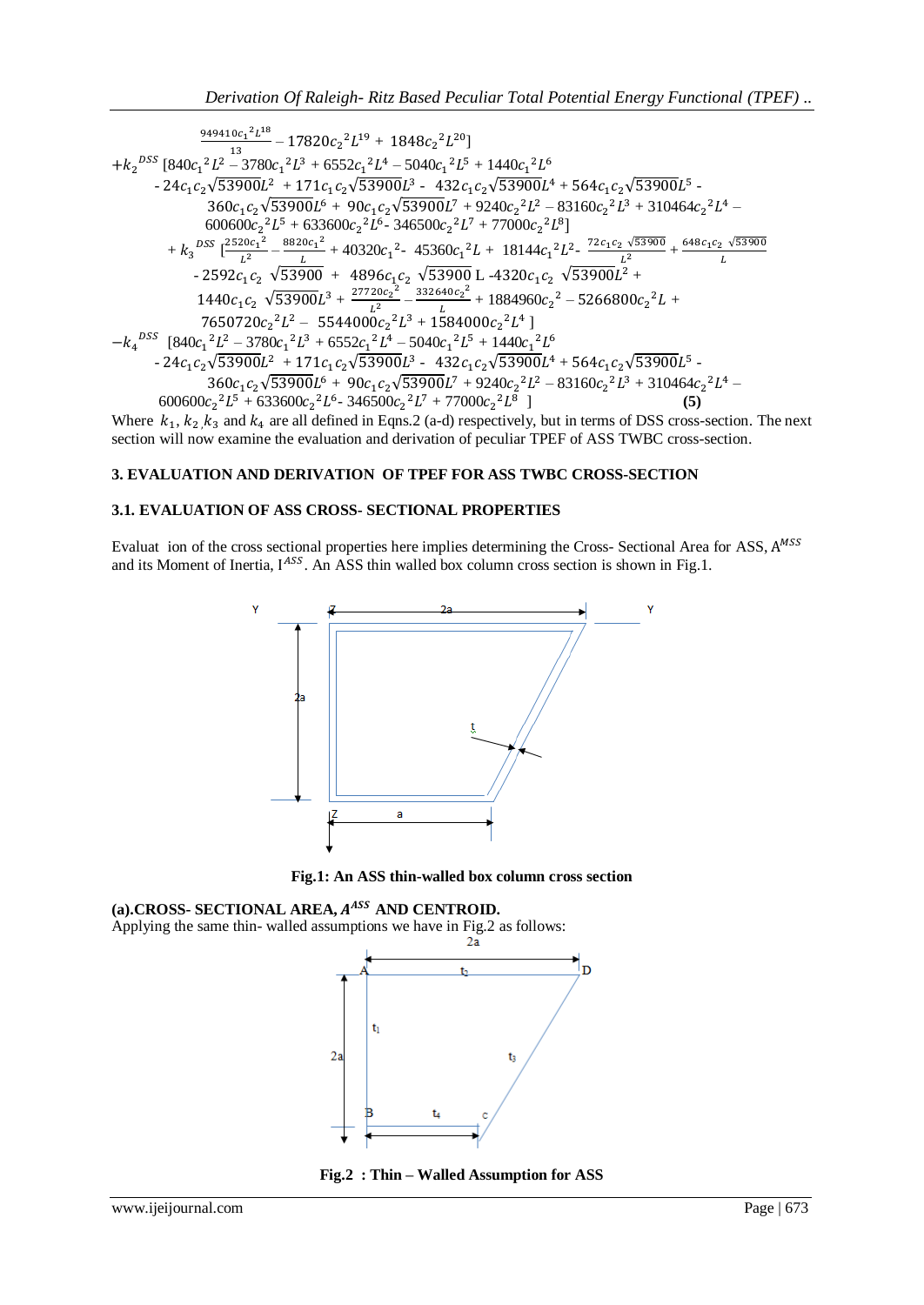$$\frac{949410{c_1}^2L^{18}}{13} - 17820{c_2}^2L^{19} + 1848{c_2}^2L^{20}]$$

$$+{k_2}^{DSS}\,[840{c_1}^2L^2 - 3780{c_1}^2L^3 + 6552{c_1}^2L^4 - 5040{c_1}^2L^5 + 1440{c_1}^2L^6$$
$$- 24c_1c_2\sqrt{53900}L^2 + 171c_1c_2\sqrt{53900}L^3 - 432c_1c_2\sqrt{53900}L^4 + 564c_1c_2\sqrt{53900}L^5 -$$
$$360c_1c_2\sqrt{53900}L^6 + 90c_1c_2\sqrt{53900}L^7 + 9240{c_2}^2L^2 - 83160{c_2}^2L^3 + 310464{c_2}^2L^4 -$$
$$600600{c_2}^2L^5 + 633600{c_2}^2L^6 - 346500{c_2}^2L^7 + 77000{c_2}^2L^8]$$

$$+ {k_3}^{DSS}\,[\frac{2520{c_1}^2}{L^2} - \frac{8820{c_1}^2}{L} + 40320{c_1}^2 - 45360{c_1}^2L + 18144{c_1}^2L^2 - \frac{72c_1c_2\sqrt{53900}}{L^2} + \frac{648c_1c_2\sqrt{53900}}{L}$$
$$- 2592c_1c_2\sqrt{53900} + 4896c_1c_2\sqrt{53900}\,L - 4320c_1c_2\sqrt{53900}L^2 +$$
$$1440c_1c_2\sqrt{53900}L^3 + \frac{27720{c_2}^2}{L^2} - \frac{332640{c_2}^2}{L} + 1884960{c_2}^2 - 5266800{c_2}^2L +$$
$$7650720{c_2}^2L^2 - 5544000{c_2}^2L^3 + 1584000{c_2}^2L^4]$$

$$-{k_4}^{DSS}\,[840{c_1}^2L^2 - 3780{c_1}^2L^3 + 6552{c_1}^2L^4 - 5040{c_1}^2L^5 + 1440{c_1}^2L^6$$
$$- 24c_1c_2\sqrt{53900}L^2 + 171c_1c_2\sqrt{53900}L^3 - 432c_1c_2\sqrt{53900}L^4 + 564c_1c_2\sqrt{53900}L^5 -$$
$$360c_1c_2\sqrt{53900}L^6 + 90c_1c_2\sqrt{53900}L^7 + 9240{c_2}^2L^2 - 83160{c_2}^2L^3 + 310464{c_2}^2L^4 -$$
$$600600{c_2}^2L^5 + 633600{c_2}^2L^6 - 346500{c_2}^2L^7 + 77000{c_2}^2L^8] \qquad (5)$$

Where $k_1, k_2, k_3$ and $k_4$ are all defined in Eqns.2 (a-d) respectively, but in terms of DSS cross-section. The next section will now examine the evaluation and derivation of peculiar TPEF of ASS TWBC cross-section.

## 3. EVALUATION AND DERIVATION OF TPEF FOR ASS TWBC CROSS-SECTION

### 3.1. EVALUATION OF ASS CROSS- SECTIONAL PROPERTIES

Evaluat ion of the cross sectional properties here implies determining the Cross- Sectional Area for ASS, $A^{MSS}$ and its Moment of Inertia, $I^{ASS}$. An ASS thin walled box column cross section is shown in Fig.1.

**Fig.1: An ASS thin-walled box column cross section**

**(a).CROSS- SECTIONAL AREA, $A^{ASS}$ AND CENTROID.**

Applying the same thin- walled assumptions we have in Fig.2 as follows:

**Fig.2 : Thin – Walled Assumption for ASS**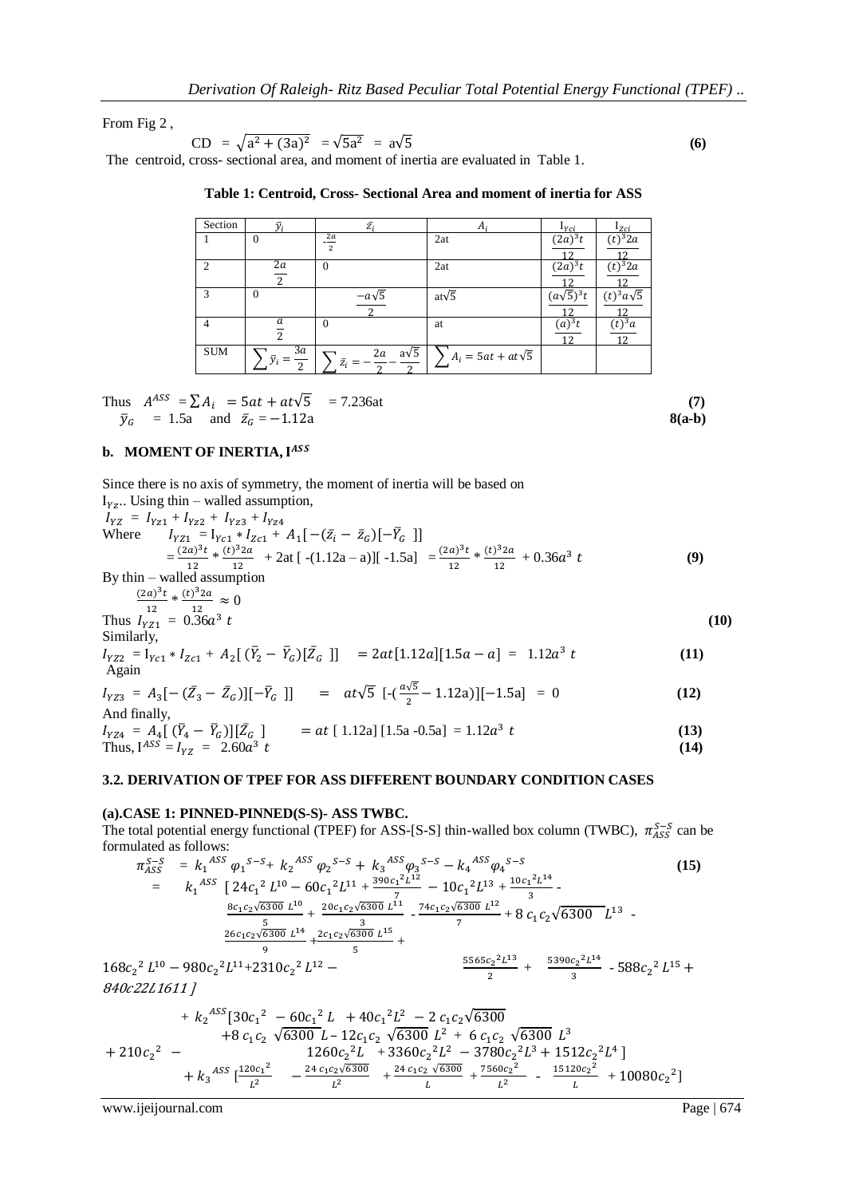From Fig 2 ,

$$CD = \sqrt{a^2 + (3a)^2} = \sqrt{5a^2} = a\sqrt{5} \quad (6)$$

The centroid, cross- sectional area, and moment of inertia are evaluated in Table 1.

**Table 1: Centroid, Cross- Sectional Area and moment of inertia for ASS**

| Section | $\bar{y}_i$ | $\bar{z}_i$ | $A_i$ | $I_{Yci}$ | $I_{Zci}$ |
|---|---|---|---|---|---|
| 1 | 0 | $-\frac{2a}{2}$ | 2at | $\frac{(2a)^3t}{12}$ | $\frac{(t)^3 2a}{12}$ |
| 2 | $\frac{2a}{2}$ | 0 | 2at | $\frac{(2a)^3t}{12}$ | $\frac{(t)^3 2a}{12}$ |
| 3 | 0 | $\frac{-a\sqrt{5}}{2}$ | $at\sqrt{5}$ | $\frac{(a\sqrt{5})^3t}{12}$ | $\frac{(t)^3 a\sqrt{5}}{12}$ |
| 4 | $\frac{a}{2}$ | 0 | at | $\frac{(a)^3t}{12}$ | $\frac{(t)^3 a}{12}$ |
| SUM | $\sum \bar{y}_i = \frac{3a}{2}$ | $\sum \bar{z}_i = -\frac{2a}{2} - \frac{a\sqrt{5}}{2}$ | $\sum A_i = 5at + at\sqrt{5}$ | | |

Thus $A^{ASS} = \sum A_i = 5at + at\sqrt{5} = 7.236at$ **(7)**

$\bar{y}_G = 1.5a$ and $\bar{z}_G = -1.12a$ **8(a-b)**

## b. MOMENT OF INERTIA, $I^{ASS}$

Since there is no axis of symmetry, the moment of inertia will be based on $I_{YZ}$.. Using thin – walled assumption,

$I_{YZ} = I_{YZ1} + I_{YZ2} + I_{YZ3} + I_{YZ4}$

Where $I_{YZ1} = I_{Yc1} * I_{Zc1} + A_1[-(\bar{z}_i - \bar{z}_G)][-\bar{Y}_G]]$

$$= \frac{(2a)^3t}{12} * \frac{(t)^3 2a}{12} + 2at[-(1.12a - a)][-1.5a] = \frac{(2a)^3t}{12} * \frac{(t)^3 2a}{12} + 0.36a^3 t \quad (9)$$

By thin – walled assumption

$$\frac{(2a)^3t}{12} * \frac{(t)^3 2a}{12} \approx 0$$

Thus $I_{YZ1} = 0.36a^3 t$ **(10)**

Similarly,

$I_{YZ2} = I_{Yc1} * I_{Zc1} + A_2[(\bar{Y}_2 - \bar{Y}_G)][\bar{Z}_G]] = 2at[1.12a][1.5a - a] = 1.12a^3 t$ **(11)**

Again

$I_{YZ3} = A_3[-(\bar{Z}_3 - \bar{Z}_G)][-\bar{Y}_G]] = at\sqrt{5}\ [-(\frac{a\sqrt{5}}{2} - 1.12a)][-1.5a] = 0$ **(12)**

And finally,

$I_{YZ4} = A_4[(\bar{Y}_4 - \bar{Y}_G)][\bar{Z}_G] = at\ [1.12a]\ [1.5a - 0.5a] = 1.12a^3 t$ **(13)**

Thus, $I^{ASS} = I_{YZ} = 2.60a^3 t$ **(14)**

## 3.2. DERIVATION OF TPEF FOR ASS DIFFERENT BOUNDARY CONDITION CASES

### (a).CASE 1: PINNED-PINNED(S-S)- ASS TWBC.

The total potential energy functional (TPEF) for ASS-[S-S] thin-walled box column (TWBC), $\pi_{ASS}^{S-S}$ can be formulated as follows:

$$\pi_{ASS}^{S-S} = k_1^{ASS}\varphi_1^{S-S} + k_2^{ASS}\varphi_2^{S-S} + k_3^{ASS}\varphi_3^{S-S} - k_4^{ASS}\varphi_4^{S-S} \quad (15)$$

$$= k_1^{ASS}\ [\,24c_1^2 L^{10} - 60c_1^2 L^{11} + \frac{390c_1^2 L^{12}}{7} - 10c_1^2 L^{13} + \frac{10c_1^2 L^{14}}{3} - \frac{8c_1c_2\sqrt{6300}\ L^{10}}{5} + \frac{20c_1c_2\sqrt{6300}\ L^{11}}{3} - \frac{74c_1c_2\sqrt{6300}\ L^{12}}{7} + 8\,c_1c_2\sqrt{6300}\ L^{13} - \frac{26c_1c_2\sqrt{6300}\ L^{14}}{9} + \frac{2c_1c_2\sqrt{6300}\ L^{15}}{5} + 168c_2^2 L^{10} - 980c_2^2 L^{11} + 2310c_2^2 L^{12} - \frac{5565c_2^2 L^{13}}{2} + \frac{5390c_2^2 L^{14}}{3} - 588c_2^2 L^{15} + 840c22L1611\,]$$

$$+ k_2^{ASS}[30c_1^2 - 60c_1^2 L + 40c_1^2 L^2 - 2\,c_1c_2\sqrt{6300} + 8\,c_1c_2\sqrt{6300}\,L - 12c_1c_2\sqrt{6300}\,L^2 + 6\,c_1c_2\sqrt{6300}\,L^3 + 210c_2^2 - 1260c_2^2 L + 3360c_2^2 L^2 - 3780c_2^2 L^3 + 1512c_2^2 L^4\,]$$

$$+ k_3^{ASS}[\frac{120c_1^2}{L^2} - \frac{24\,c_1c_2\sqrt{6300}}{L^2} + \frac{24\,c_1c_2\sqrt{6300}}{L} + \frac{7560c_2^2}{L^2} - \frac{15120c_2^2}{L} + 10080c_2^2]$$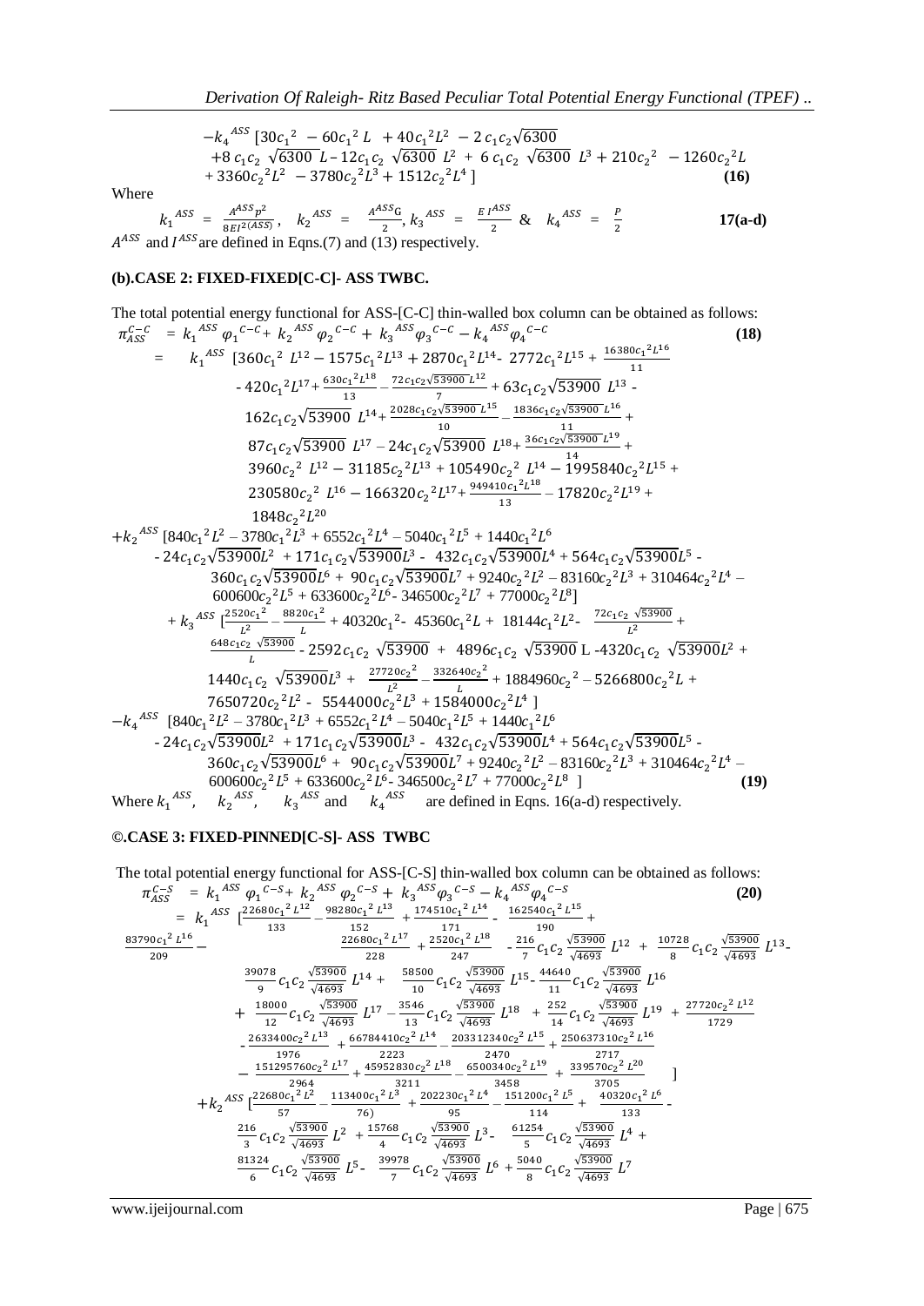$$-k_4^{ASS}\,[30c_1^2 - 60c_1^2 L + 40c_1^2L^2 - 2\,c_1c_2\sqrt{6300} + 8\,c_1c_2\sqrt{6300}\,L - 12c_1c_2\sqrt{6300}\,L^2 + 6\,c_1c_2\sqrt{6300}\,L^3 + 210c_2^2 - 1260c_2^2L + 3360c_2^2L^2 - 3780c_2^2L^3 + 1512c_2^2L^4\,] \quad \textbf{(16)}$$

Where

$$k_1^{ASS} = \frac{A^{ASS}p^2}{8EI^{2(ASS)}},\quad k_2^{ASS} = \frac{A^{ASS}G}{2},\; k_3^{ASS} = \frac{E\,I^{ASS}}{2} \;\&\; k_4^{ASS} = \frac{P}{2} \quad \textbf{17(a-d)}$$

$A^{ASS}$ and $I^{ASS}$ are defined in Eqns.(7) and (13) respectively.

### (b).CASE 2: FIXED-FIXED[C-C]- ASS TWBC.

The total potential energy functional for ASS-[C-C] thin-walled box column can be obtained as follows:

$$\pi_{ASS}^{C-C} = k_1^{ASS}\,\varphi_1^{C-C} + k_2^{ASS}\,\varphi_2^{C-C} + k_3^{ASS}\varphi_3^{C-C} - k_4^{ASS}\varphi_4^{C-C} \quad \textbf{(18)}$$

$$= k_1^{ASS}\,[360c_1^2L^{12} - 1575c_1^2L^{13} + 2870c_1^2L^{14} - 2772c_1^2L^{15} + \frac{16380c_1^2L^{16}}{11} - 420c_1^2L^{17} + \frac{630c_1^2L^{18}}{13} - \frac{72c_1c_2\sqrt{53900}\,L^{12}}{7} + 63c_1c_2\sqrt{53900}\,L^{13} - 162c_1c_2\sqrt{53900}\,L^{14} + \frac{2028c_1c_2\sqrt{53900}\,L^{15}}{10} - \frac{1836c_1c_2\sqrt{53900}\,L^{16}}{11} + 87c_1c_2\sqrt{53900}\,L^{17} - 24c_1c_2\sqrt{53900}\,L^{18} + \frac{36c_1c_2\sqrt{53900}\,L^{19}}{14} + 3960c_2^2L^{12} - 31185c_2^2L^{13} + 105490c_2^2L^{14} - 1995840c_2^2L^{15} + 230580c_2^2L^{16} - 166320c_2^2L^{17} + \frac{949410c_1^2L^{18}}{13} - 17820c_2^2L^{19} + 1848c_2^2L^{20}$$

$$+k_2^{ASS}\,[840c_1^2L^2 - 3780c_1^2L^3 + 6552c_1^2L^4 - 5040c_1^2L^5 + 1440c_1^2L^6 - 24c_1c_2\sqrt{53900}L^2 + 171c_1c_2\sqrt{53900}L^3 - 432c_1c_2\sqrt{53900}L^4 + 564c_1c_2\sqrt{53900}L^5 - 360c_1c_2\sqrt{53900}L^6 + 90c_1c_2\sqrt{53900}L^7 + 9240c_2^2L^2 - 83160c_2^2L^3 + 310464c_2^2L^4 - 600600c_2^2L^5 + 633600c_2^2L^6 - 346500c_2^2L^7 + 77000c_2^2L^8]$$

$$+ k_3^{ASS}\,[\frac{2520c_1^2}{L^2} - \frac{8820c_1^2}{L} + 40320c_1^2 - 45360c_1^2L + 18144c_1^2L^2 - \frac{72c_1c_2\sqrt{53900}}{L^2} + \frac{648c_1c_2\sqrt{53900}}{L} - 2592c_1c_2\sqrt{53900} + 4896c_1c_2\sqrt{53900}\,L - 4320c_1c_2\sqrt{53900}L^2 + 1440c_1c_2\sqrt{53900}L^3 + \frac{27720c_2^2}{L^2} - \frac{332640c_2^2}{L} + 1884960c_2^2 - 5266800c_2^2L + 7650720c_2^2L^2 - 5544000c_2^2L^3 + 1584000c_2^2L^4\,]$$

$$-k_4^{ASS}\,[840c_1^2L^2 - 3780c_1^2L^3 + 6552c_1^2L^4 - 5040c_1^2L^5 + 1440c_1^2L^6 - 24c_1c_2\sqrt{53900}L^2 + 171c_1c_2\sqrt{53900}L^3 - 432c_1c_2\sqrt{53900}L^4 + 564c_1c_2\sqrt{53900}L^5 - 360c_1c_2\sqrt{53900}L^6 + 90c_1c_2\sqrt{53900}L^7 + 9240c_2^2L^2 - 83160c_2^2L^3 + 310464c_2^2L^4 - 600600c_2^2L^5 + 633600c_2^2L^6 - 346500c_2^2L^7 + 77000c_2^2L^8\,] \quad \textbf{(19)}$$

Where $k_1^{ASS}$, $k_2^{ASS}$, $k_3^{ASS}$ and $k_4^{ASS}$ are defined in Eqns. 16(a-d) respectively.

### ©.CASE 3: FIXED-PINNED[C-S]- ASS TWBC

The total potential energy functional for ASS-[C-S] thin-walled box column can be obtained as follows:

$$\pi_{ASS}^{C-S} = k_1^{ASS}\,\varphi_1^{C-S} + k_2^{ASS}\,\varphi_2^{C-S} + k_3^{ASS}\varphi_3^{C-S} - k_4^{ASS}\varphi_4^{C-S} \quad \textbf{(20)}$$

$$= k_1^{ASS}\,[\frac{22680c_1^2L^{12}}{133} - \frac{98280c_1^2L^{13}}{152} + \frac{174510c_1^2L^{14}}{171} - \frac{162540c_1^2L^{15}}{190} + \frac{83790c_1^2L^{16}}{209} - \frac{22680c_1^2L^{17}}{228} + \frac{2520c_1^2L^{18}}{247} - \frac{216}{7}c_1c_2\frac{\sqrt{53900}}{\sqrt{4693}}L^{12} + \frac{10728}{8}c_1c_2\frac{\sqrt{53900}}{\sqrt{4693}}L^{13} - \frac{39078}{9}c_1c_2\frac{\sqrt{53900}}{\sqrt{4693}}L^{14} + \frac{58500}{10}c_1c_2\frac{\sqrt{53900}}{\sqrt{4693}}L^{15} - \frac{44640}{11}c_1c_2\frac{\sqrt{53900}}{\sqrt{4693}}L^{16} + \frac{18000}{12}c_1c_2\frac{\sqrt{53900}}{\sqrt{4693}}L^{17} - \frac{3546}{13}c_1c_2\frac{\sqrt{53900}}{\sqrt{4693}}L^{18} + \frac{252}{14}c_1c_2\frac{\sqrt{53900}}{\sqrt{4693}}L^{19} + \frac{27720c_2^2L^{12}}{1729} - \frac{2633400c_2^2L^{13}}{1976} + \frac{66784410c_2^2L^{14}}{2223} - \frac{203312340c_2^2L^{15}}{2470} + \frac{250637310c_2^2L^{16}}{2717} - \frac{151295760c_2^2L^{17}}{2964} + \frac{45952830c_2^2L^{18}}{3211} - \frac{6500340c_2^2L^{19}}{3458} + \frac{339570c_2^2L^{20}}{3705}\,]$$

$$+k_2^{ASS}\,[\frac{22680c_1^2L^2}{57} - \frac{113400c_1^2L^3}{76)} + \frac{202230c_1^2L^4}{95} - \frac{151200c_1^2L^5}{114} + \frac{40320c_1^2L^6}{133} - \frac{216}{3}c_1c_2\frac{\sqrt{53900}}{\sqrt{4693}}L^2 + \frac{15768}{4}c_1c_2\frac{\sqrt{53900}}{\sqrt{4693}}L^3 - \frac{61254}{5}c_1c_2\frac{\sqrt{53900}}{\sqrt{4693}}L^4 + \frac{81324}{6}c_1c_2\frac{\sqrt{53900}}{\sqrt{4693}}L^5 - \frac{39978}{7}c_1c_2\frac{\sqrt{53900}}{\sqrt{4693}}L^6 + \frac{5040}{8}c_1c_2\frac{\sqrt{53900}}{\sqrt{4693}}L^7$$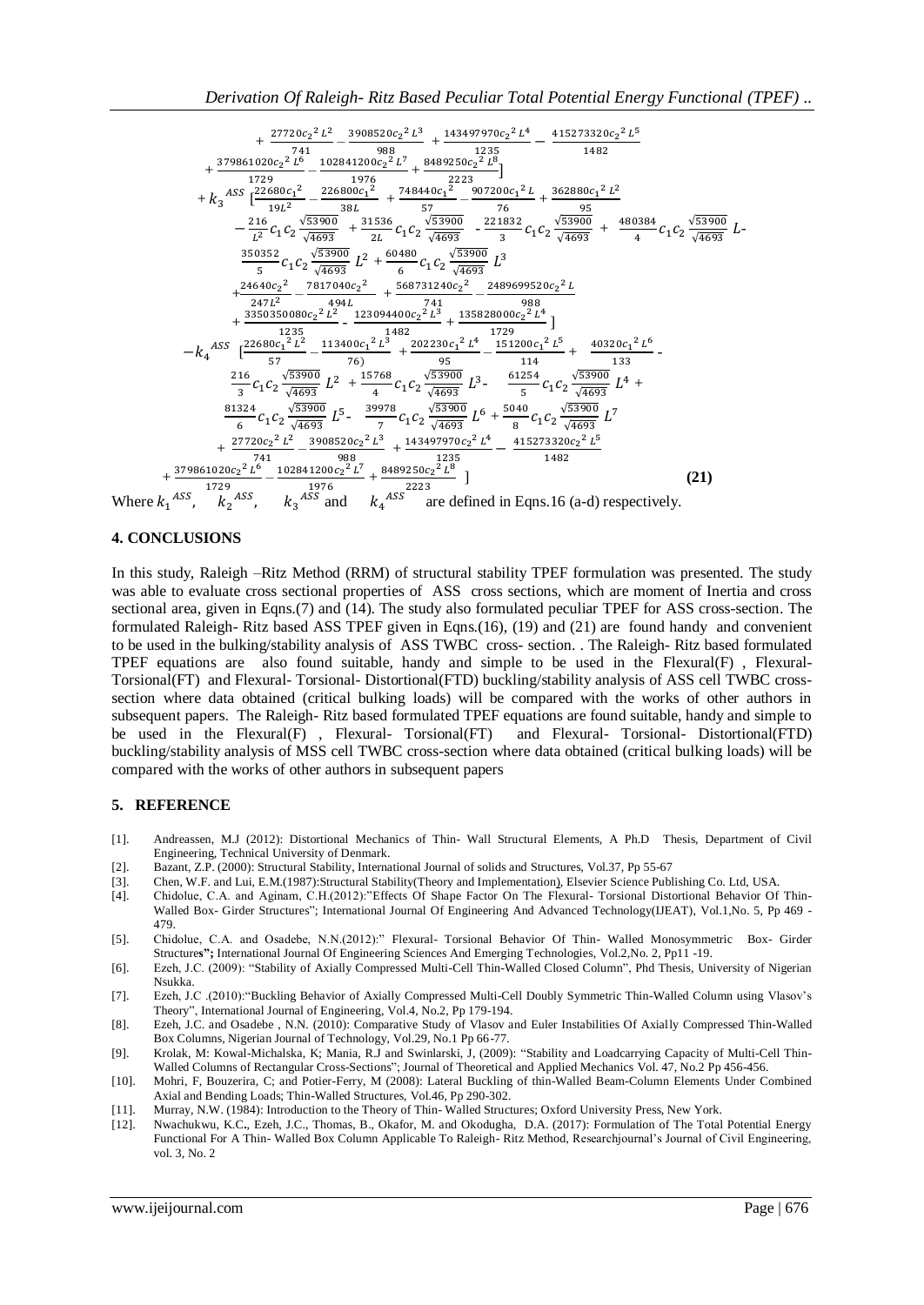$$
\begin{aligned}
&+\frac{27720c_2{}^2L^2}{741}-\frac{3908520c_2{}^2L^3}{988}+\frac{143497970c_2{}^2L^4}{1235}-\frac{415273320c_2{}^2L^5}{1482} \\
&+\frac{379861020c_2{}^2L^6}{1729}-\frac{102841200c_2{}^2L^7}{1976}+\frac{8489250c_2{}^2L^8}{2223}] \\
&+k_3{}^{ASS}\,[\frac{22680c_1{}^2}{19L^2}-\frac{226800c_1{}^2}{38L}+\frac{748440c_1{}^2}{57}-\frac{907200c_1{}^2L}{76}+\frac{362880c_1{}^2L^2}{95} \\
&-\frac{216}{L^2}c_1c_2\frac{\sqrt{53900}}{\sqrt{4693}}+\frac{31536}{2L}c_1c_2\frac{\sqrt{53900}}{\sqrt{4693}}-\frac{221832}{3}c_1c_2\frac{\sqrt{53900}}{\sqrt{4693}}+\frac{480384}{4}c_1c_2\frac{\sqrt{53900}}{\sqrt{4693}}L- \\
&\frac{350352}{5}c_1c_2\frac{\sqrt{53900}}{\sqrt{4693}}L^2+\frac{60480}{6}c_1c_2\frac{\sqrt{53900}}{\sqrt{4693}}L^3 \\
&+\frac{24640c_2{}^2}{247L^2}-\frac{7817040c_2{}^2}{494L}+\frac{568731240c_2{}^2}{741}-\frac{2489699520c_2{}^2L}{988} \\
&+\frac{3350350080c_2{}^2L^2}{1235}-\frac{123094400c_2{}^2L^3}{1482}+\frac{135828000c_2{}^2L^4}{1729}] \\
&-k_4{}^{ASS}\,[\frac{22680c_1{}^2L^2}{57}-\frac{113400c_1{}^2L^3}{76)}+\frac{202230c_1{}^2L^4}{95}-\frac{151200c_1{}^2L^5}{114}+\frac{40320c_1{}^2L^6}{133}- \\
&\frac{216}{3}c_1c_2\frac{\sqrt{53900}}{\sqrt{4693}}L^2+\frac{15768}{4}c_1c_2\frac{\sqrt{53900}}{\sqrt{4693}}L^3-\frac{61254}{5}c_1c_2\frac{\sqrt{53900}}{\sqrt{4693}}L^4+ \\
&\frac{81324}{6}c_1c_2\frac{\sqrt{53900}}{\sqrt{4693}}L^5-\frac{39978}{7}c_1c_2\frac{\sqrt{53900}}{\sqrt{4693}}L^6+\frac{5040}{8}c_1c_2\frac{\sqrt{53900}}{\sqrt{4693}}L^7 \\
&+\frac{27720c_2{}^2L^2}{741}-\frac{3908520c_2{}^2L^3}{988}+\frac{143497970c_2{}^2L^4}{1235}-\frac{415273320c_2{}^2L^5}{1482} \\
&+\frac{379861020c_2{}^2L^6}{1729}-\frac{102841200c_2{}^2L^7}{1976}+\frac{8489250c_2{}^2L^8}{2223}\,] \qquad \textbf{(21)}
\end{aligned}
$$

Where $k_1{}^{ASS}$, $k_2{}^{ASS}$, $k_3{}^{ASS}$ and $k_4{}^{ASS}$ are defined in Eqns.16 (a-d) respectively.

## 4. CONCLUSIONS

In this study, Raleigh –Ritz Method (RRM) of structural stability TPEF formulation was presented. The study was able to evaluate cross sectional properties of ASS cross sections, which are moment of Inertia and cross sectional area, given in Eqns.(7) and (14). The study also formulated peculiar TPEF for ASS cross-section. The formulated Raleigh- Ritz based ASS TPEF given in Eqns.(16), (19) and (21) are found handy and convenient to be used in the bulking/stability analysis of ASS TWBC cross- section. . The Raleigh- Ritz based formulated TPEF equations are also found suitable, handy and simple to be used in the Flexural(F) , Flexural-Torsional(FT) and Flexural- Torsional- Distortional(FTD) buckling/stability analysis of ASS cell TWBC cross-section where data obtained (critical bulking loads) will be compared with the works of other authors in subsequent papers. The Raleigh- Ritz based formulated TPEF equations are found suitable, handy and simple to be used in the Flexural(F) , Flexural- Torsional(FT) and Flexural- Torsional- Distortional(FTD) buckling/stability analysis of MSS cell TWBC cross-section where data obtained (critical bulking loads) will be compared with the works of other authors in subsequent papers

## 5. REFERENCE

[1]. Andreassen, M.J (2012): Distortional Mechanics of Thin- Wall Structural Elements, A Ph.D Thesis, Department of Civil Engineering, Technical University of Denmark.

[2]. Bazant, Z.P. (2000): Structural Stability, International Journal of solids and Structures, Vol.37, Pp 55-67

[3]. Chen, W.F. and Lui, E.M.(1987):Structural Stability(Theory and Implementation), Elsevier Science Publishing Co. Ltd, USA.

[4]. Chidolue, C.A. and Aginam, C.H.(2012):"Effects Of Shape Factor On The Flexural- Torsional Distortional Behavior Of Thin-Walled Box- Girder Structures"; International Journal Of Engineering And Advanced Technology(IJEAT), Vol.1,No. 5, Pp 469 - 479.

[5]. Chidolue, C.A. and Osadebe, N.N.(2012):" Flexural- Torsional Behavior Of Thin- Walled Monosymmetric Box- Girder Structures"; International Journal Of Engineering Sciences And Emerging Technologies, Vol.2,No. 2, Pp11 -19.

[6]. Ezeh, J.C. (2009): "Stability of Axially Compressed Multi-Cell Thin-Walled Closed Column", Phd Thesis, University of Nigerian Nsukka.

[7]. Ezeh, J.C .(2010):"Buckling Behavior of Axially Compressed Multi-Cell Doubly Symmetric Thin-Walled Column using Vlasov's Theory", International Journal of Engineering, Vol.4, No.2, Pp 179-194.

[8]. Ezeh, J.C. and Osadebe , N.N. (2010): Comparative Study of Vlasov and Euler Instabilities Of Axially Compressed Thin-Walled Box Columns, Nigerian Journal of Technology, Vol.29, No.1 Pp 66-77.

[9]. Krolak, M: Kowal-Michalska, K; Mania, R.J and Swinlarski, J, (2009): "Stability and Loadcarrying Capacity of Multi-Cell Thin-Walled Columns of Rectangular Cross-Sections"; Journal of Theoretical and Applied Mechanics Vol. 47, No.2 Pp 456-456.

[10]. Mohri, F, Bouzerira, C; and Potier-Ferry, M (2008): Lateral Buckling of thin-Walled Beam-Column Elements Under Combined Axial and Bending Loads; Thin-Walled Structures, Vol.46, Pp 290-302.

[11]. Murray, N.W. (1984): Introduction to the Theory of Thin- Walled Structures; Oxford University Press, New York.

[12]. Nwachukwu, K.C., Ezeh, J.C., Thomas, B., Okafor, M. and Okodugha, D.A. (2017): Formulation of The Total Potential Energy Functional For A Thin- Walled Box Column Applicable To Raleigh- Ritz Method, Researchjournal's Journal of Civil Engineering, vol. 3, No. 2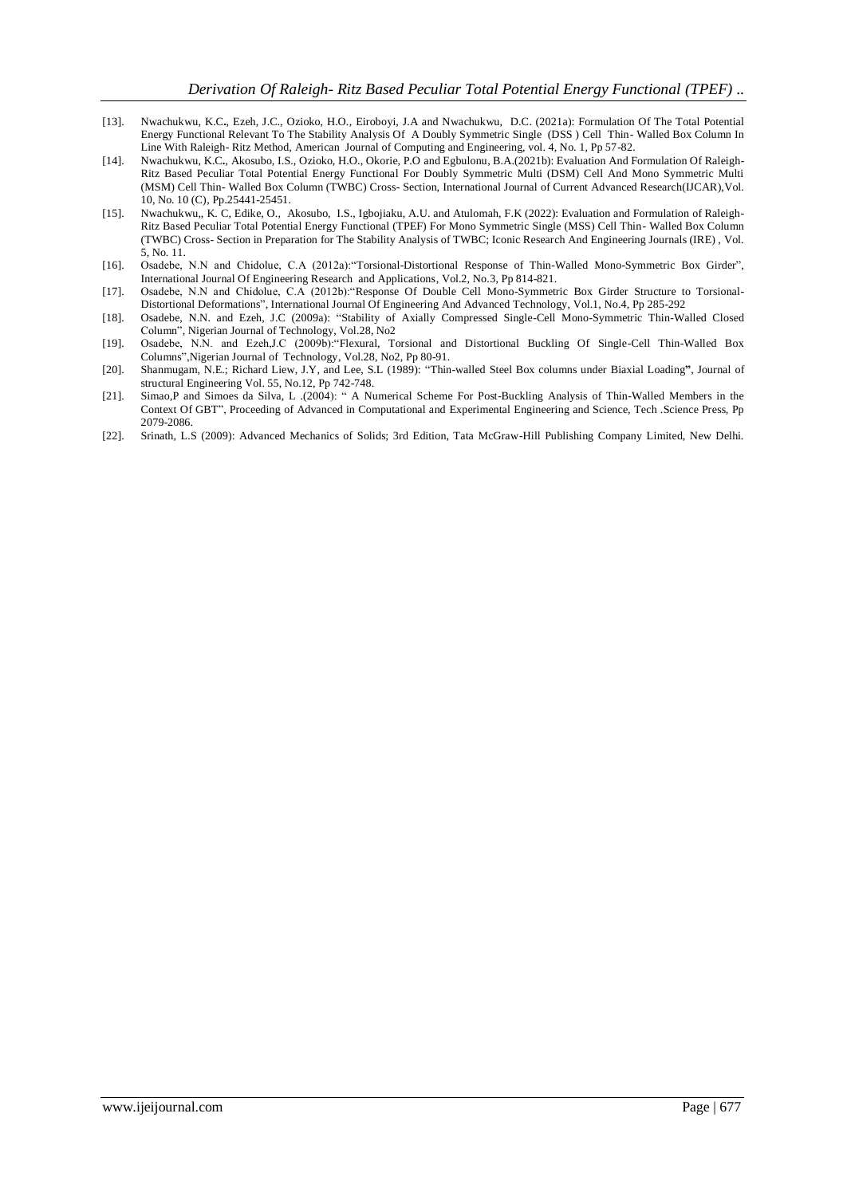[13]. Nwachukwu, K.C., Ezeh, J.C., Ozioko, H.O., Eiroboyi, J.A and Nwachukwu, D.C. (2021a): Formulation Of The Total Potential Energy Functional Relevant To The Stability Analysis Of A Doubly Symmetric Single (DSS ) Cell Thin- Walled Box Column In Line With Raleigh- Ritz Method, American Journal of Computing and Engineering, vol. 4, No. 1, Pp 57-82.

[14]. Nwachukwu, K.C., Akosubo, I.S., Ozioko, H.O., Okorie, P.O and Egbulonu, B.A.(2021b): Evaluation And Formulation Of Raleigh-Ritz Based Peculiar Total Potential Energy Functional For Doubly Symmetric Multi (DSM) Cell And Mono Symmetric Multi (MSM) Cell Thin- Walled Box Column (TWBC) Cross- Section, International Journal of Current Advanced Research(IJCAR),Vol. 10, No. 10 (C), Pp.25441-25451.

[15]. Nwachukwu,, K. C, Edike, O., Akosubo, I.S., Igbojiaku, A.U. and Atulomah, F.K (2022): Evaluation and Formulation of Raleigh-Ritz Based Peculiar Total Potential Energy Functional (TPEF) For Mono Symmetric Single (MSS) Cell Thin- Walled Box Column (TWBC) Cross- Section in Preparation for The Stability Analysis of TWBC; Iconic Research And Engineering Journals (IRE) , Vol. 5, No. 11.

[16]. Osadebe, N.N and Chidolue, C.A (2012a):"Torsional-Distortional Response of Thin-Walled Mono-Symmetric Box Girder", International Journal Of Engineering Research and Applications, Vol.2, No.3, Pp 814-821.

[17]. Osadebe, N.N and Chidolue, C.A (2012b):"Response Of Double Cell Mono-Symmetric Box Girder Structure to Torsional-Distortional Deformations", International Journal Of Engineering And Advanced Technology, Vol.1, No.4, Pp 285-292

[18]. Osadebe, N.N. and Ezeh, J.C (2009a): "Stability of Axially Compressed Single-Cell Mono-Symmetric Thin-Walled Closed Column", Nigerian Journal of Technology, Vol.28, No2

[19]. Osadebe, N.N. and Ezeh,J.C (2009b):"Flexural, Torsional and Distortional Buckling Of Single-Cell Thin-Walled Box Columns",Nigerian Journal of Technology, Vol.28, No2, Pp 80-91.

[20]. Shanmugam, N.E.; Richard Liew, J.Y, and Lee, S.L (1989): "Thin-walled Steel Box columns under Biaxial Loading", Journal of structural Engineering Vol. 55, No.12, Pp 742-748.

[21]. Simao,P and Simoes da Silva, L .(2004): " A Numerical Scheme For Post-Buckling Analysis of Thin-Walled Members in the Context Of GBT", Proceeding of Advanced in Computational and Experimental Engineering and Science, Tech .Science Press, Pp 2079-2086.

[22]. Srinath, L.S (2009): Advanced Mechanics of Solids; 3rd Edition, Tata McGraw-Hill Publishing Company Limited, New Delhi.